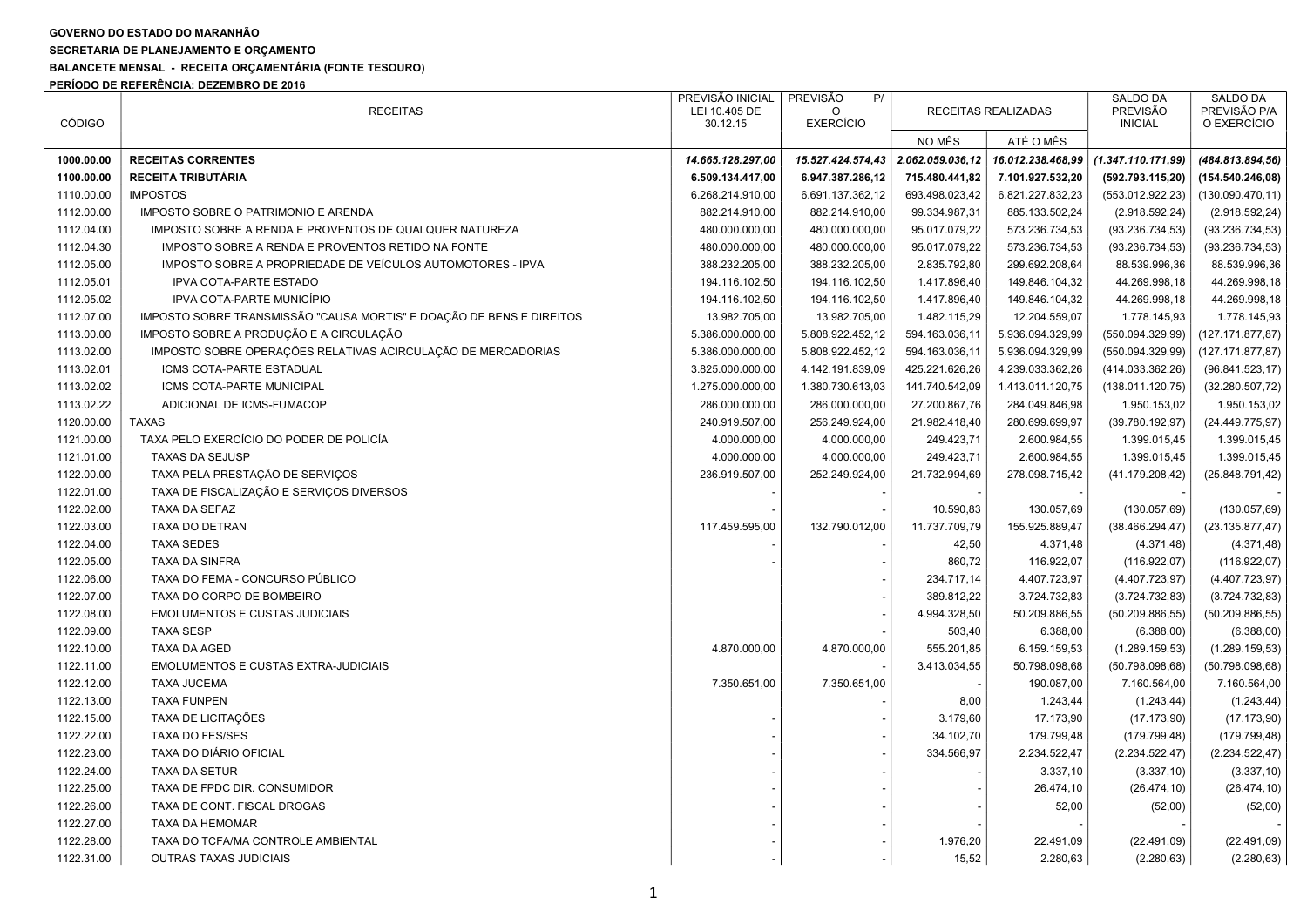**GOVERNO DO ESTADO DO MARANHÃO**

**SECRETARIA DE PLANEJAMENTO E ORÇAMENTO**

**BALANCETE MENSAL - RECEITA ORÇAMENTÁRIA (FONTE TESOURO)**

**PERÍODO DE REFERÊNCIA: DEZEMBRO DE 2016**

| CÓDIGO | RECEITAS | PREVISÃO INICIAL LEI 10.405 DE 30.12.15 | PREVISÃO P/ O EXERCÍCIO | RECEITAS REALIZADAS | | SALDO DA PREVISÃO INICIAL | SALDO DA PREVISÃO P/A O EXERCÍCIO |
|---|---|---|---|---|---|---|---|
| | | | | NO MÊS | ATÉ O MÊS | | |
| **1000.00.00** | **RECEITAS CORRENTES** | ***14.665.128.297,00*** | ***15.527.424.574,43*** | ***2.062.059.036,12*** | ***16.012.238.468,99*** | ***(1.347.110.171,99)*** | ***(484.813.894,56)*** |
| **1100.00.00** | **RECEITA TRIBUTÁRIA** | **6.509.134.417,00** | **6.947.387.286,12** | **715.480.441,82** | **7.101.927.532,20** | **(592.793.115,20)** | **(154.540.246,08)** |
| 1110.00.00 | IMPOSTOS | 6.268.214.910,00 | 6.691.137.362,12 | 693.498.023,42 | 6.821.227.832,23 | (553.012.922,23) | (130.090.470,11) |
| 1112.00.00 | IMPOSTO SOBRE O PATRIMONIO E ARENDA | 882.214.910,00 | 882.214.910,00 | 99.334.987,31 | 885.133.502,24 | (2.918.592,24) | (2.918.592,24) |
| 1112.04.00 | IMPOSTO SOBRE A RENDA E PROVENTOS DE QUALQUER NATUREZA | 480.000.000,00 | 480.000.000,00 | 95.017.079,22 | 573.236.734,53 | (93.236.734,53) | (93.236.734,53) |
| 1112.04.30 | IMPOSTO SOBRE A RENDA E PROVENTOS RETIDO NA FONTE | 480.000.000,00 | 480.000.000,00 | 95.017.079,22 | 573.236.734,53 | (93.236.734,53) | (93.236.734,53) |
| 1112.05.00 | IMPOSTO SOBRE A PROPRIEDADE DE VEÍCULOS AUTOMOTORES - IPVA | 388.232.205,00 | 388.232.205,00 | 2.835.792,80 | 299.692.208,64 | 88.539.996,36 | 88.539.996,36 |
| 1112.05.01 | IPVA COTA-PARTE ESTADO | 194.116.102,50 | 194.116.102,50 | 1.417.896,40 | 149.846.104,32 | 44.269.998,18 | 44.269.998,18 |
| 1112.05.02 | IPVA COTA-PARTE MUNICÍPIO | 194.116.102,50 | 194.116.102,50 | 1.417.896,40 | 149.846.104,32 | 44.269.998,18 | 44.269.998,18 |
| 1112.07.00 | IMPOSTO SOBRE TRANSMISSÃO "CAUSA MORTIS" E DOAÇÃO DE BENS E DIREITOS | 13.982.705,00 | 13.982.705,00 | 1.482.115,29 | 12.204.559,07 | 1.778.145,93 | 1.778.145,93 |
| 1113.00.00 | IMPOSTO SOBRE A PRODUÇÃO E A CIRCULAÇÃO | 5.386.000.000,00 | 5.808.922.452,12 | 594.163.036,11 | 5.936.094.329,99 | (550.094.329,99) | (127.171.877,87) |
| 1113.02.00 | IMPOSTO SOBRE OPERAÇÕES RELATIVAS ACIRCULAÇÃO DE MERCADORIAS | 5.386.000.000,00 | 5.808.922.452,12 | 594.163.036,11 | 5.936.094.329,99 | (550.094.329,99) | (127.171.877,87) |
| 1113.02.01 | ICMS COTA-PARTE ESTADUAL | 3.825.000.000,00 | 4.142.191.839,09 | 425.221.626,26 | 4.239.033.362,26 | (414.033.362,26) | (96.841.523,17) |
| 1113.02.02 | ICMS COTA-PARTE MUNICIPAL | 1.275.000.000,00 | 1.380.730.613,03 | 141.740.542,09 | 1.413.011.120,75 | (138.011.120,75) | (32.280.507,72) |
| 1113.02.22 | ADICIONAL DE ICMS-FUMACOP | 286.000.000,00 | 286.000.000,00 | 27.200.867,76 | 284.049.846,98 | 1.950.153,02 | 1.950.153,02 |
| 1120.00.00 | TAXAS | 240.919.507,00 | 256.249.924,00 | 21.982.418,40 | 280.699.699,97 | (39.780.192,97) | (24.449.775,97) |
| 1121.00.00 | TAXA PELO EXERCÍCIO DO PODER DE POLICÍA | 4.000.000,00 | 4.000.000,00 | 249.423,71 | 2.600.984,55 | 1.399.015,45 | 1.399.015,45 |
| 1121.01.00 | TAXAS DA SEJUSP | 4.000.000,00 | 4.000.000,00 | 249.423,71 | 2.600.984,55 | 1.399.015,45 | 1.399.015,45 |
| 1122.00.00 | TAXA PELA PRESTAÇÃO DE SERVIÇOS | 236.919.507,00 | 252.249.924,00 | 21.732.994,69 | 278.098.715,42 | (41.179.208,42) | (25.848.791,42) |
| 1122.01.00 | TAXA DE FISCALIZAÇÃO E SERVIÇOS DIVERSOS | - | - | - | - | - | - |
| 1122.02.00 | TAXA DA SEFAZ | - | - | 10.590,83 | 130.057,69 | (130.057,69) | (130.057,69) |
| 1122.03.00 | TAXA DO DETRAN | 117.459.595,00 | 132.790.012,00 | 11.737.709,79 | 155.925.889,47 | (38.466.294,47) | (23.135.877,47) |
| 1122.04.00 | TAXA SEDES | - | - | 42,50 | 4.371,48 | (4.371,48) | (4.371,48) |
| 1122.05.00 | TAXA DA SINFRA | - | - | 860,72 | 116.922,07 | (116.922,07) | (116.922,07) |
| 1122.06.00 | TAXA DO FEMA - CONCURSO PÚBLICO | | - | 234.717,14 | 4.407.723,97 | (4.407.723,97) | (4.407.723,97) |
| 1122.07.00 | TAXA DO CORPO DE BOMBEIRO | | - | 389.812,22 | 3.724.732,83 | (3.724.732,83) | (3.724.732,83) |
| 1122.08.00 | EMOLUMENTOS E CUSTAS JUDICIAIS | | - | 4.994.328,50 | 50.209.886,55 | (50.209.886,55) | (50.209.886,55) |
| 1122.09.00 | TAXA SESP | | - | 503,40 | 6.388,00 | (6.388,00) | (6.388,00) |
| 1122.10.00 | TAXA DA AGED | 4.870.000,00 | 4.870.000,00 | 555.201,85 | 6.159.159,53 | (1.289.159,53) | (1.289.159,53) |
| 1122.11.00 | EMOLUMENTOS E CUSTAS EXTRA-JUDICIAIS | | - | 3.413.034,55 | 50.798.098,68 | (50.798.098,68) | (50.798.098,68) |
| 1122.12.00 | TAXA JUCEMA | 7.350.651,00 | 7.350.651,00 | - | 190.087,00 | 7.160.564,00 | 7.160.564,00 |
| 1122.13.00 | TAXA FUNPEN | | - | 8,00 | 1.243,44 | (1.243,44) | (1.243,44) |
| 1122.15.00 | TAXA DE LICITAÇÕES | - | - | 3.179,60 | 17.173,90 | (17.173,90) | (17.173,90) |
| 1122.22.00 | TAXA DO FES/SES | - | - | 34.102,70 | 179.799,48 | (179.799,48) | (179.799,48) |
| 1122.23.00 | TAXA DO DIÁRIO OFICIAL | - | - | 334.566,97 | 2.234.522,47 | (2.234.522,47) | (2.234.522,47) |
| 1122.24.00 | TAXA DA SETUR | - | - | - | 3.337,10 | (3.337,10) | (3.337,10) |
| 1122.25.00 | TAXA DE FPDC DIR. CONSUMIDOR | - | - | - | 26.474,10 | (26.474,10) | (26.474,10) |
| 1122.26.00 | TAXA DE CONT. FISCAL DROGAS | - | - | - | 52,00 | (52,00) | (52,00) |
| 1122.27.00 | TAXA DA HEMOMAR | - | - | - | - | - | - |
| 1122.28.00 | TAXA DO TCFA/MA CONTROLE AMBIENTAL | - | - | 1.976,20 | 22.491,09 | (22.491,09) | (22.491,09) |
| 1122.31.00 | OUTRAS TAXAS JUDICIAIS | - | - | 15,52 | 2.280,63 | (2.280,63) | (2.280,63) |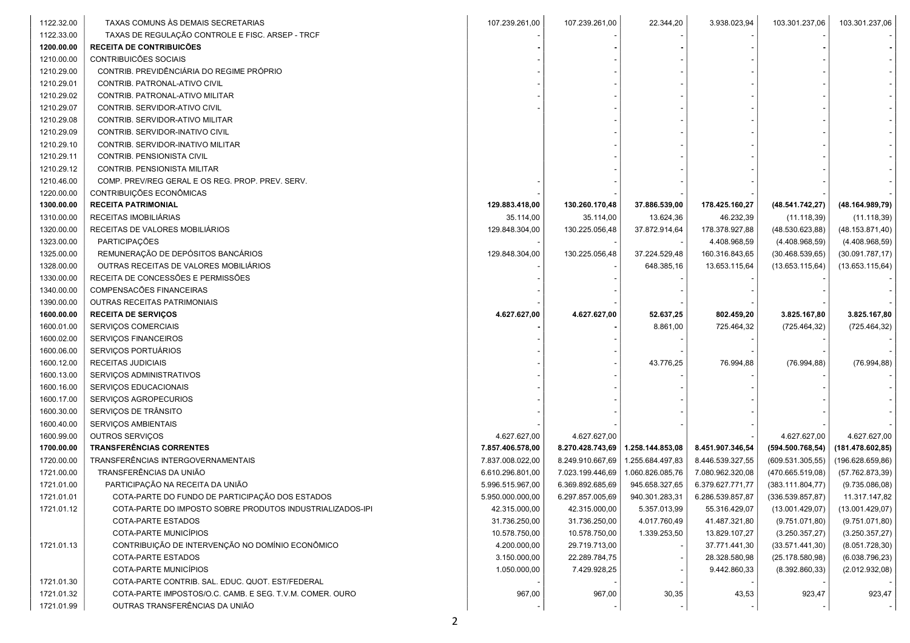| | | | | | | | |
|---|---|---|---|---|---|---|---|
| 1122.32.00 | TAXAS COMUNS ÀS DEMAIS SECRETARIAS | 107.239.261,00 | 107.239.261,00 | 22.344,20 | 3.938.023,94 | 103.301.237,06 | 103.301.237,06 |
| 1122.33.00 | TAXAS DE REGULAÇÃO CONTROLE E FISC. ARSEP - TRCF | - | - | - | - | - | - |
| **1200.00.00** | **RECEITA DE CONTRIBUICÕES** | **-** | **-** | **-** | **-** | **-** | **-** |
| 1210.00.00 | CONTRIBUICÕES SOCIAIS | - | - | - | - | - | - |
| 1210.29.00 | CONTRIB. PREVIDÊNCIÁRIA DO REGIME PRÓPRIO | - | - | - | - | - | - |
| 1210.29.01 | CONTRIB. PATRONAL-ATIVO CIVIL | - | - | - | - | - | - |
| 1210.29.02 | CONTRIB. PATRONAL-ATIVO MILITAR | - | - | - | - | - | - |
| 1210.29.07 | CONTRIB. SERVIDOR-ATIVO CIVIL | - | - | - | - | - | - |
| 1210.29.08 | CONTRIB. SERVIDOR-ATIVO MILITAR | | - | - | - | - | - |
| 1210.29.09 | CONTRIB. SERVIDOR-INATIVO CIVIL | | - | - | - | - | - |
| 1210.29.10 | CONTRIB. SERVIDOR-INATIVO MILITAR | | - | - | - | - | - |
| 1210.29.11 | CONTRIB. PENSIONISTA CIVIL | | - | - | - | - | - |
| 1210.29.12 | CONTRIB. PENSIONISTA MILITAR | | - | - | - | - | - |
| 1210.46.00 | COMP. PREV/REG GERAL E OS REG. PROP. PREV. SERV. | - | - | - | - | - | - |
| 1220.00.00 | CONTRIBUIÇÕES ECONÔMICAS | - | - | - | - | - | - |
| **1300.00.00** | **RECEITA PATRIMONIAL** | **129.883.418,00** | **130.260.170,48** | **37.886.539,00** | **178.425.160,27** | **(48.541.742,27)** | **(48.164.989,79)** |
| 1310.00.00 | RECEITAS IMOBILIÁRIAS | 35.114,00 | 35.114,00 | 13.624,36 | 46.232,39 | (11.118,39) | (11.118,39) |
| 1320.00.00 | RECEITAS DE VALORES MOBILIÁRIOS | 129.848.304,00 | 130.225.056,48 | 37.872.914,64 | 178.378.927,88 | (48.530.623,88) | (48.153.871,40) |
| 1323.00.00 | PARTICIPAÇÕES | - | - | - | 4.408.968,59 | (4.408.968,59) | (4.408.968,59) |
| 1325.00.00 | REMUNERAÇÃO DE DEPÓSITOS BANCÁRIOS | 129.848.304,00 | 130.225.056,48 | 37.224.529,48 | 160.316.843,65 | (30.468.539,65) | (30.091.787,17) |
| 1328.00.00 | OUTRAS RECEITAS DE VALORES MOBILIÁRIOS | - | - | 648.385,16 | 13.653.115,64 | (13.653.115,64) | (13.653.115,64) |
| 1330.00.00 | RECEITA DE CONCESSÕES E PERMISSÕES | - | - | - | - | - | - |
| 1340.00.00 | COMPENSACÕES FINANCEIRAS | - | - | - | - | - | - |
| 1390.00.00 | OUTRAS RECEITAS PATRIMONIAIS | - | - | - | - | - | - |
| **1600.00.00** | **RECEITA DE SERVIÇOS** | **4.627.627,00** | **4.627.627,00** | **52.637,25** | **802.459,20** | **3.825.167,80** | **3.825.167,80** |
| 1600.01.00 | SERVIÇOS COMERCIAIS | **-** | **-** | 8.861,00 | 725.464,32 | (725.464,32) | (725.464,32) |
| 1600.02.00 | SERVIÇOS FINANCEIROS | - | - | - | - | - | - |
| 1600.06.00 | SERVIÇOS PORTUÁRIOS | - | - | - | - | - | - |
| 1600.12.00 | RECEITAS JUDICIAIS | - | - | 43.776,25 | 76.994,88 | (76.994,88) | (76.994,88) |
| 1600.13.00 | SERVIÇOS ADMINISTRATIVOS | - | - | - | - | - | - |
| 1600.16.00 | SERVIÇOS EDUCACIONAIS | - | - | - | - | - | - |
| 1600.17.00 | SERVIÇOS AGROPECURIOS | - | - | - | - | - | - |
| 1600.30.00 | SERVIÇOS DE TRÂNSITO | - | - | - | - | - | - |
| 1600.40.00 | SERVIÇOS AMBIENTAIS | - | - | - | - | - | - |
| 1600.99.00 | OUTROS SERVIÇOS | 4.627.627,00 | 4.627.627,00 | | - | 4.627.627,00 | 4.627.627,00 |
| **1700.00.00** | **TRANSFERÊNCIAS CORRENTES** | **7.857.406.578,00** | **8.270.428.743,69** | **1.258.144.853,08** | **8.451.907.346,54** | **(594.500.768,54)** | **(181.478.602,85)** |
| 1720.00.00 | TRANSFERÊNCIAS INTERGOVERNAMENTAIS | 7.837.008.022,00 | 8.249.910.667,69 | 1.255.684.497,83 | 8.446.539.327,55 | (609.531.305,55) | (196.628.659,86) |
| 1721.00.00 | TRANSFERÊNCIAS DA UNIÃO | 6.610.296.801,00 | 7.023.199.446,69 | 1.060.826.085,76 | 7.080.962.320,08 | (470.665.519,08) | (57.762.873,39) |
| 1721.01.00 | PARTICIPAÇÃO NA RECEITA DA UNIÃO | 5.996.515.967,00 | 6.369.892.685,69 | 945.658.327,65 | 6.379.627.771,77 | (383.111.804,77) | (9.735.086,08) |
| 1721.01.01 | COTA-PARTE DO FUNDO DE PARTICIPAÇÃO DOS ESTADOS | 5.950.000.000,00 | 6.297.857.005,69 | 940.301.283,31 | 6.286.539.857,87 | (336.539.857,87) | 11.317.147,82 |
| 1721.01.12 | COTA-PARTE DO IMPOSTO SOBRE PRODUTOS INDUSTRIALIZADOS-IPI | 42.315.000,00 | 42.315.000,00 | 5.357.013,99 | 55.316.429,07 | (13.001.429,07) | (13.001.429,07) |
| | COTA-PARTE ESTADOS | 31.736.250,00 | 31.736.250,00 | 4.017.760,49 | 41.487.321,80 | (9.751.071,80) | (9.751.071,80) |
| | COTA-PARTE MUNICÍPIOS | 10.578.750,00 | 10.578.750,00 | 1.339.253,50 | 13.829.107,27 | (3.250.357,27) | (3.250.357,27) |
| 1721.01.13 | CONTRIBUIÇÃO DE INTERVENÇÃO NO DOMÍNIO ECONÔMICO | 4.200.000,00 | 29.719.713,00 | - | 37.771.441,30 | (33.571.441,30) | (8.051.728,30) |
| | COTA-PARTE ESTADOS | 3.150.000,00 | 22.289.784,75 | - | 28.328.580,98 | (25.178.580,98) | (6.038.796,23) |
| | COTA-PARTE MUNICÍPIOS | 1.050.000,00 | 7.429.928,25 | - | 9.442.860,33 | (8.392.860,33) | (2.012.932,08) |
| 1721.01.30 | COTA-PARTE CONTRIB. SAL. EDUC. QUOT. EST/FEDERAL | - | - | - | - | - | - |
| 1721.01.32 | COTA-PARTE IMPOSTOS/O.C. CAMB. E SEG. T.V.M. COMER. OURO | 967,00 | 967,00 | 30,35 | 43,53 | 923,47 | 923,47 |
| 1721.01.99 | OUTRAS TRANSFERÊNCIAS DA UNIÃO | - | - | - | - | - | - |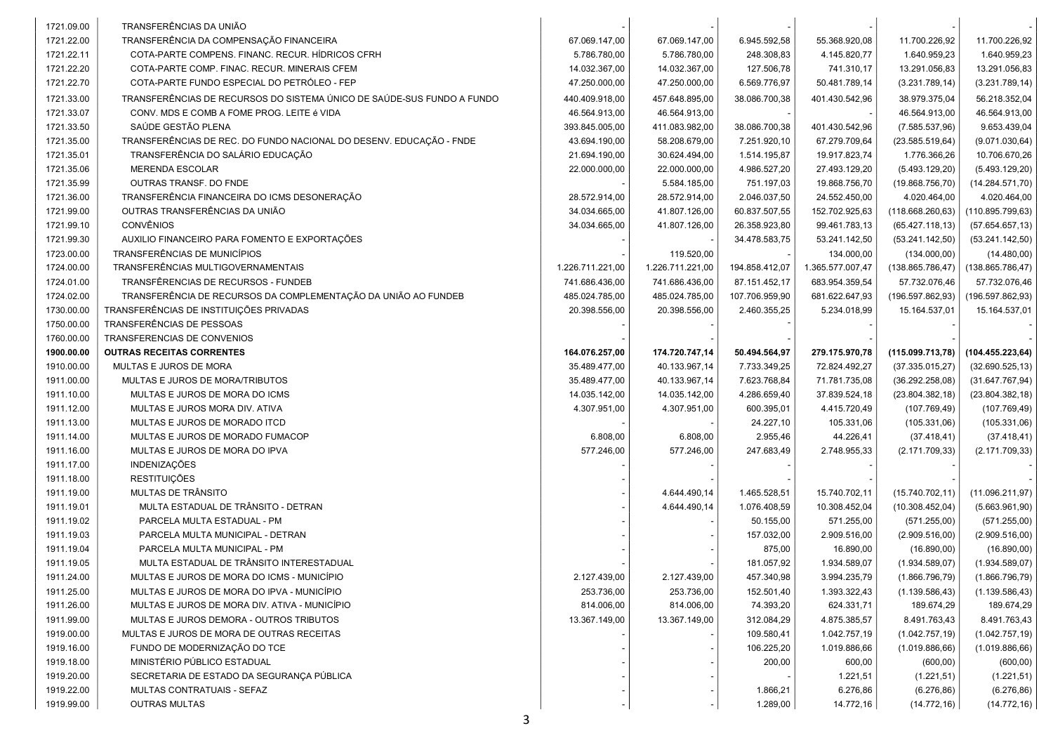| | | | | | | | |
|---|---|---|---|---|---|---|---|
| 1721.09.00 | TRANSFERÊNCIAS DA UNIÃO | - | - | - | - | - | - |
| 1721.22.00 | TRANSFERÊNCIA DA COMPENSAÇÃO FINANCEIRA | 67.069.147,00 | 67.069.147,00 | 6.945.592,58 | 55.368.920,08 | 11.700.226,92 | 11.700.226,92 |
| 1721.22.11 | COTA-PARTE COMPENS. FINANC. RECUR. HÍDRICOS CFRH | 5.786.780,00 | 5.786.780,00 | 248.308,83 | 4.145.820,77 | 1.640.959,23 | 1.640.959,23 |
| 1721.22.20 | COTA-PARTE COMP. FINAC. RECUR. MINERAIS CFEM | 14.032.367,00 | 14.032.367,00 | 127.506,78 | 741.310,17 | 13.291.056,83 | 13.291.056,83 |
| 1721.22.70 | COTA-PARTE FUNDO ESPECIAL DO PETRÓLEO - FEP | 47.250.000,00 | 47.250.000,00 | 6.569.776,97 | 50.481.789,14 | (3.231.789,14) | (3.231.789,14) |
| 1721.33.00 | TRANSFERÊNCIAS DE RECURSOS DO SISTEMA ÚNICO DE SAÚDE-SUS FUNDO A FUNDO | 440.409.918,00 | 457.648.895,00 | 38.086.700,38 | 401.430.542,96 | 38.979.375,04 | 56.218.352,04 |
| 1721.33.07 | CONV. MDS E COMB A FOME PROG. LEITE é VIDA | 46.564.913,00 | 46.564.913,00 | - | - | 46.564.913,00 | 46.564.913,00 |
| 1721.33.50 | SAÚDE GESTÃO PLENA | 393.845.005,00 | 411.083.982,00 | 38.086.700,38 | 401.430.542,96 | (7.585.537,96) | 9.653.439,04 |
| 1721.35.00 | TRANSFERÊNCIAS DE REC. DO FUNDO NACIONAL DO DESENV. EDUCAÇÃO - FNDE | 43.694.190,00 | 58.208.679,00 | 7.251.920,10 | 67.279.709,64 | (23.585.519,64) | (9.071.030,64) |
| 1721.35.01 | TRANSFERÊNCIA DO SALÁRIO EDUCAÇÃO | 21.694.190,00 | 30.624.494,00 | 1.514.195,87 | 19.917.823,74 | 1.776.366,26 | 10.706.670,26 |
| 1721.35.06 | MERENDA ESCOLAR | 22.000.000,00 | 22.000.000,00 | 4.986.527,20 | 27.493.129,20 | (5.493.129,20) | (5.493.129,20) |
| 1721.35.99 | OUTRAS TRANSF. DO FNDE | - | 5.584.185,00 | 751.197,03 | 19.868.756,70 | (19.868.756,70) | (14.284.571,70) |
| 1721.36.00 | TRANSFERÊNCIA FINANCEIRA DO ICMS DESONERAÇÃO | 28.572.914,00 | 28.572.914,00 | 2.046.037,50 | 24.552.450,00 | 4.020.464,00 | 4.020.464,00 |
| 1721.99.00 | OUTRAS TRANSFERÊNCIAS DA UNIÃO | 34.034.665,00 | 41.807.126,00 | 60.837.507,55 | 152.702.925,63 | (118.668.260,63) | (110.895.799,63) |
| 1721.99.10 | CONVÊNIOS | 34.034.665,00 | 41.807.126,00 | 26.358.923,80 | 99.461.783,13 | (65.427.118,13) | (57.654.657,13) |
| 1721.99.30 | AUXILIO FINANCEIRO PARA FOMENTO E EXPORTAÇÕES | - | - | 34.478.583,75 | 53.241.142,50 | (53.241.142,50) | (53.241.142,50) |
| 1723.00.00 | TRANSFERÊNCIAS DE MUNICÍPIOS | - | 119.520,00 | - | 134.000,00 | (134.000,00) | (14.480,00) |
| 1724.00.00 | TRANSFERÊNCIAS MULTIGOVERNAMENTAIS | 1.226.711.221,00 | 1.226.711.221,00 | 194.858.412,07 | 1.365.577.007,47 | (138.865.786,47) | (138.865.786,47) |
| 1724.01.00 | TRANSFERÊNCIAS DE RECURSOS - FUNDEB | 741.686.436,00 | 741.686.436,00 | 87.151.452,17 | 683.954.359,54 | 57.732.076,46 | 57.732.076,46 |
| 1724.02.00 | TRANSFERÊNCIA DE RECURSOS DA COMPLEMENTAÇÃO DA UNIÃO AO FUNDEB | 485.024.785,00 | 485.024.785,00 | 107.706.959,90 | 681.622.647,93 | (196.597.862,93) | (196.597.862,93) |
| 1730.00.00 | TRANSFERÊNCIAS DE INSTITUIÇÕES PRIVADAS | 20.398.556,00 | 20.398.556,00 | 2.460.355,25 | 5.234.018,99 | 15.164.537,01 | 15.164.537,01 |
| 1750.00.00 | TRANSFERÊNCIAS DE PESSOAS | - | - | - | - | - | - |
| 1760.00.00 | TRANSFERENCIAS DE CONVENIOS | - | - | - | - | - | - |
| **1900.00.00** | **OUTRAS RECEITAS CORRENTES** | **164.076.257,00** | **174.720.747,14** | **50.494.564,97** | **279.175.970,78** | **(115.099.713,78)** | **(104.455.223,64)** |
| 1910.00.00 | MULTAS E JUROS DE MORA | 35.489.477,00 | 40.133.967,14 | 7.733.349,25 | 72.824.492,27 | (37.335.015,27) | (32.690.525,13) |
| 1911.00.00 | MULTAS E JUROS DE MORA/TRIBUTOS | 35.489.477,00 | 40.133.967,14 | 7.623.768,84 | 71.781.735,08 | (36.292.258,08) | (31.647.767,94) |
| 1911.10.00 | MULTAS E JUROS DE MORA DO ICMS | 14.035.142,00 | 14.035.142,00 | 4.286.659,40 | 37.839.524,18 | (23.804.382,18) | (23.804.382,18) |
| 1911.12.00 | MULTAS E JUROS MORA DIV. ATIVA | 4.307.951,00 | 4.307.951,00 | 600.395,01 | 4.415.720,49 | (107.769,49) | (107.769,49) |
| 1911.13.00 | MULTAS E JUROS DE MORADO ITCD | - | - | 24.227,10 | 105.331,06 | (105.331,06) | (105.331,06) |
| 1911.14.00 | MULTAS E JUROS DE MORADO FUMACOP | 6.808,00 | 6.808,00 | 2.955,46 | 44.226,41 | (37.418,41) | (37.418,41) |
| 1911.16.00 | MULTAS E JUROS DE MORA DO IPVA | 577.246,00 | 577.246,00 | 247.683,49 | 2.748.955,33 | (2.171.709,33) | (2.171.709,33) |
| 1911.17.00 | INDENIZAÇÕES | - | - | - | - | - | - |
| 1911.18.00 | RESTITUIÇÕES | - | - | - | - | - | - |
| 1911.19.00 | MULTAS DE TRÂNSITO | - | 4.644.490,14 | 1.465.528,51 | 15.740.702,11 | (15.740.702,11) | (11.096.211,97) |
| 1911.19.01 | MULTA ESTADUAL DE TRÂNSITO - DETRAN | - | 4.644.490,14 | 1.076.408,59 | 10.308.452,04 | (10.308.452,04) | (5.663.961,90) |
| 1911.19.02 | PARCELA MULTA ESTADUAL - PM | - | - | 50.155,00 | 571.255,00 | (571.255,00) | (571.255,00) |
| 1911.19.03 | PARCELA MULTA MUNICIPAL - DETRAN | - | - | 157.032,00 | 2.909.516,00 | (2.909.516,00) | (2.909.516,00) |
| 1911.19.04 | PARCELA MULTA MUNICIPAL - PM | - | - | 875,00 | 16.890,00 | (16.890,00) | (16.890,00) |
| 1911.19.05 | MULTA ESTADUAL DE TRÂNSITO INTERESTADUAL | - | - | 181.057,92 | 1.934.589,07 | (1.934.589,07) | (1.934.589,07) |
| 1911.24.00 | MULTAS E JUROS DE MORA DO ICMS - MUNICÍPIO | 2.127.439,00 | 2.127.439,00 | 457.340,98 | 3.994.235,79 | (1.866.796,79) | (1.866.796,79) |
| 1911.25.00 | MULTAS E JUROS DE MORA DO IPVA - MUNICÍPIO | 253.736,00 | 253.736,00 | 152.501,40 | 1.393.322,43 | (1.139.586,43) | (1.139.586,43) |
| 1911.26.00 | MULTAS E JUROS DE MORA DIV. ATIVA - MUNICÍPIO | 814.006,00 | 814.006,00 | 74.393,20 | 624.331,71 | 189.674,29 | 189.674,29 |
| 1911.99.00 | MULTAS E JUROS DEMORA - OUTROS TRIBUTOS | 13.367.149,00 | 13.367.149,00 | 312.084,29 | 4.875.385,57 | 8.491.763,43 | 8.491.763,43 |
| 1919.00.00 | MULTAS E JUROS DE MORA DE OUTRAS RECEITAS | - | - | 109.580,41 | 1.042.757,19 | (1.042.757,19) | (1.042.757,19) |
| 1919.16.00 | FUNDO DE MODERNIZAÇÃO DO TCE | - | - | 106.225,20 | 1.019.886,66 | (1.019.886,66) | (1.019.886,66) |
| 1919.18.00 | MINISTÉRIO PÚBLICO ESTADUAL | - | - | 200,00 | 600,00 | (600,00) | (600,00) |
| 1919.20.00 | SECRETARIA DE ESTADO DA SEGURANÇA PÚBLICA | - | - | - | 1.221,51 | (1.221,51) | (1.221,51) |
| 1919.22.00 | MULTAS CONTRATUAIS - SEFAZ | - | - | 1.866,21 | 6.276,86 | (6.276,86) | (6.276,86) |
| 1919.99.00 | OUTRAS MULTAS | - | - | 1.289,00 | 14.772,16 | (14.772,16) | (14.772,16) |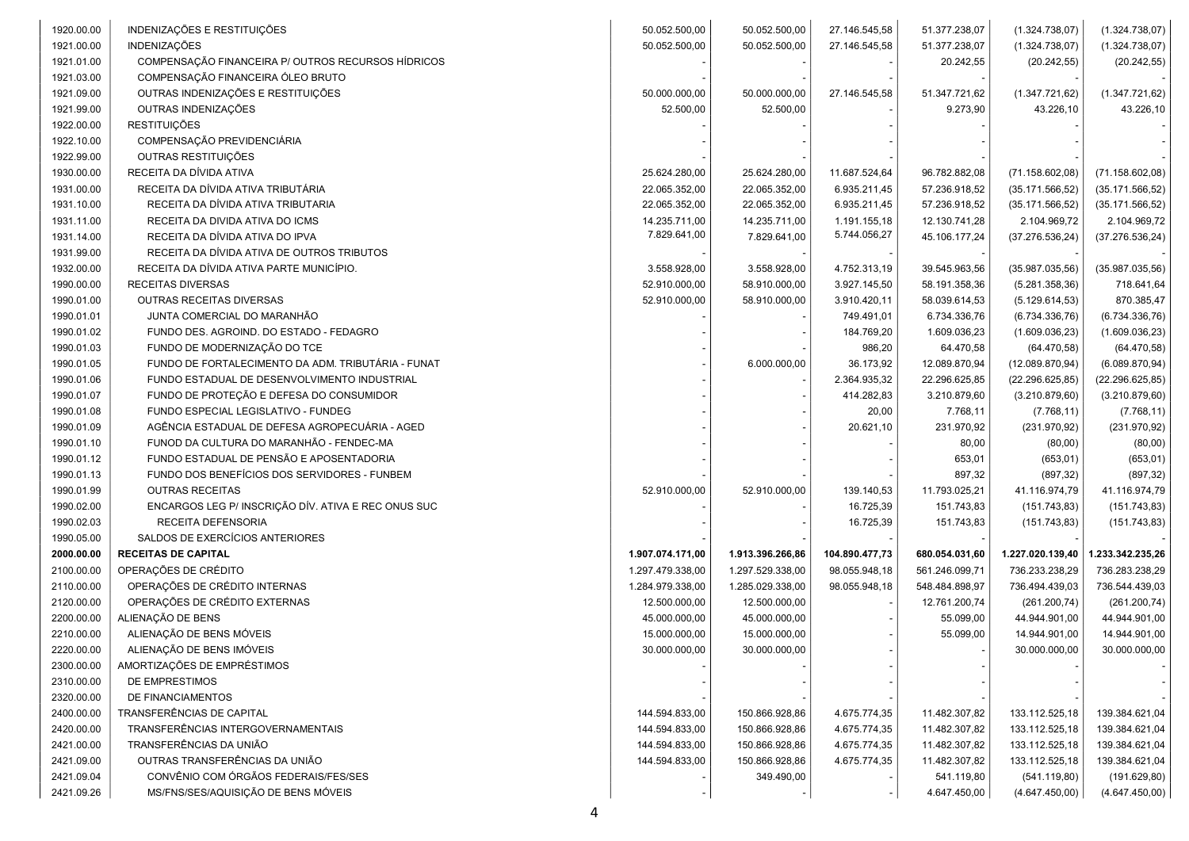| | | | | | | | |
|---|---|---|---|---|---|---|---|
| 1920.00.00 | INDENIZAÇÕES E RESTITUIÇÕES | 50.052.500,00 | 50.052.500,00 | 27.146.545,58 | 51.377.238,07 | (1.324.738,07) | (1.324.738,07) |
| 1921.00.00 | INDENIZAÇÕES | 50.052.500,00 | 50.052.500,00 | 27.146.545,58 | 51.377.238,07 | (1.324.738,07) | (1.324.738,07) |
| 1921.01.00 | COMPENSAÇÃO FINANCEIRA P/ OUTROS RECURSOS HÍDRICOS | - | - | - | 20.242,55 | (20.242,55) | (20.242,55) |
| 1921.03.00 | COMPENSAÇÃO FINANCEIRA ÓLEO BRUTO | - | - | - | - | - | - |
| 1921.09.00 | OUTRAS INDENIZAÇÕES E RESTITUIÇÕES | 50.000.000,00 | 50.000.000,00 | 27.146.545,58 | 51.347.721,62 | (1.347.721,62) | (1.347.721,62) |
| 1921.99.00 | OUTRAS INDENIZAÇÕES | 52.500,00 | 52.500,00 | - | 9.273,90 | 43.226,10 | 43.226,10 |
| 1922.00.00 | RESTITUIÇÕES | - | - | - | - | - | - |
| 1922.10.00 | COMPENSAÇÃO PREVIDENCIÁRIA | - | - | - | - | - | - |
| 1922.99.00 | OUTRAS RESTITUIÇÕES | - | - | - | - | - | - |
| 1930.00.00 | RECEITA DA DÍVIDA ATIVA | 25.624.280,00 | 25.624.280,00 | 11.687.524,64 | 96.782.882,08 | (71.158.602,08) | (71.158.602,08) |
| 1931.00.00 | RECEITA DA DÍVIDA ATIVA TRIBUTÁRIA | 22.065.352,00 | 22.065.352,00 | 6.935.211,45 | 57.236.918,52 | (35.171.566,52) | (35.171.566,52) |
| 1931.10.00 | RECEITA DA DÍVIDA ATIVA TRIBUTARIA | 22.065.352,00 | 22.065.352,00 | 6.935.211,45 | 57.236.918,52 | (35.171.566,52) | (35.171.566,52) |
| 1931.11.00 | RECEITA DA DIVIDA ATIVA DO ICMS | 14.235.711,00 | 14.235.711,00 | 1.191.155,18 | 12.130.741,28 | 2.104.969,72 | 2.104.969,72 |
| 1931.14.00 | RECEITA DA DÍVIDA ATIVA DO IPVA | 7.829.641,00 | 7.829.641,00 | 5.744.056,27 | 45.106.177,24 | (37.276.536,24) | (37.276.536,24) |
| 1931.99.00 | RECEITA DA DÍVIDA ATIVA DE OUTROS TRIBUTOS | - | - | - | - | - | - |
| 1932.00.00 | RECEITA DA DÍVIDA ATIVA PARTE MUNICÍPIO. | 3.558.928,00 | 3.558.928,00 | 4.752.313,19 | 39.545.963,56 | (35.987.035,56) | (35.987.035,56) |
| 1990.00.00 | RECEITAS DIVERSAS | 52.910.000,00 | 58.910.000,00 | 3.927.145,50 | 58.191.358,36 | (5.281.358,36) | 718.641,64 |
| 1990.01.00 | OUTRAS RECEITAS DIVERSAS | 52.910.000,00 | 58.910.000,00 | 3.910.420,11 | 58.039.614,53 | (5.129.614,53) | 870.385,47 |
| 1990.01.01 | JUNTA COMERCIAL DO MARANHÃO | - | - | 749.491,01 | 6.734.336,76 | (6.734.336,76) | (6.734.336,76) |
| 1990.01.02 | FUNDO DES. AGROIND. DO ESTADO - FEDAGRO | - | - | 184.769,20 | 1.609.036,23 | (1.609.036,23) | (1.609.036,23) |
| 1990.01.03 | FUNDO DE MODERNIZAÇÃO DO TCE | - | - | 986,20 | 64.470,58 | (64.470,58) | (64.470,58) |
| 1990.01.05 | FUNDO DE FORTALECIMENTO DA ADM. TRIBUTÁRIA - FUNAT | - | 6.000.000,00 | 36.173,92 | 12.089.870,94 | (12.089.870,94) | (6.089.870,94) |
| 1990.01.06 | FUNDO ESTADUAL DE DESENVOLVIMENTO INDUSTRIAL | - | - | 2.364.935,32 | 22.296.625,85 | (22.296.625,85) | (22.296.625,85) |
| 1990.01.07 | FUNDO DE PROTEÇÃO E DEFESA DO CONSUMIDOR | - | - | 414.282,83 | 3.210.879,60 | (3.210.879,60) | (3.210.879,60) |
| 1990.01.08 | FUNDO ESPECIAL LEGISLATIVO - FUNDEG | - | - | 20,00 | 7.768,11 | (7.768,11) | (7.768,11) |
| 1990.01.09 | AGÊNCIA ESTADUAL DE DEFESA AGROPECUÁRIA - AGED | - | - | 20.621,10 | 231.970,92 | (231.970,92) | (231.970,92) |
| 1990.01.10 | FUNOD DA CULTURA DO MARANHÃO - FENDEC-MA | - | - | - | 80,00 | (80,00) | (80,00) |
| 1990.01.12 | FUNDO ESTADUAL DE PENSÃO E APOSENTADORIA | - | - | - | 653,01 | (653,01) | (653,01) |
| 1990.01.13 | FUNDO DOS BENEFÍCIOS DOS SERVIDORES - FUNBEM | - | - | - | 897,32 | (897,32) | (897,32) |
| 1990.01.99 | OUTRAS RECEITAS | 52.910.000,00 | 52.910.000,00 | 139.140,53 | 11.793.025,21 | 41.116.974,79 | 41.116.974,79 |
| 1990.02.00 | ENCARGOS LEG P/ INSCRIÇÃO DÍV. ATIVA E REC ONUS SUC | - | - | 16.725,39 | 151.743,83 | (151.743,83) | (151.743,83) |
| 1990.02.03 | RECEITA DEFENSORIA | - | - | 16.725,39 | 151.743,83 | (151.743,83) | (151.743,83) |
| 1990.05.00 | SALDOS DE EXERCÍCIOS ANTERIORES | - | - | - | - | - | - |
| **2000.00.00** | **RECEITAS DE CAPITAL** | **1.907.074.171,00** | **1.913.396.266,86** | **104.890.477,73** | **680.054.031,60** | **1.227.020.139,40** | **1.233.342.235,26** |
| 2100.00.00 | OPERAÇÕES DE CRÉDITO | 1.297.479.338,00 | 1.297.529.338,00 | 98.055.948,18 | 561.246.099,71 | 736.233.238,29 | 736.283.238,29 |
| 2110.00.00 | OPERAÇÕES DE CRÉDITO INTERNAS | 1.284.979.338,00 | 1.285.029.338,00 | 98.055.948,18 | 548.484.898,97 | 736.494.439,03 | 736.544.439,03 |
| 2120.00.00 | OPERAÇÕES DE CRÉDITO EXTERNAS | 12.500.000,00 | 12.500.000,00 | - | 12.761.200,74 | (261.200,74) | (261.200,74) |
| 2200.00.00 | ALIENAÇÃO DE BENS | 45.000.000,00 | 45.000.000,00 | - | 55.099,00 | 44.944.901,00 | 44.944.901,00 |
| 2210.00.00 | ALIENAÇÃO DE BENS MÓVEIS | 15.000.000,00 | 15.000.000,00 | - | 55.099,00 | 14.944.901,00 | 14.944.901,00 |
| 2220.00.00 | ALIENAÇÃO DE BENS IMÓVEIS | 30.000.000,00 | 30.000.000,00 | - | - | 30.000.000,00 | 30.000.000,00 |
| 2300.00.00 | AMORTIZAÇÕES DE EMPRÉSTIMOS | - | - | - | - | - | - |
| 2310.00.00 | DE EMPRESTIMOS | - | - | - | - | - | - |
| 2320.00.00 | DE FINANCIAMENTOS | - | - | - | - | - | - |
| 2400.00.00 | TRANSFERÊNCIAS DE CAPITAL | 144.594.833,00 | 150.866.928,86 | 4.675.774,35 | 11.482.307,82 | 133.112.525,18 | 139.384.621,04 |
| 2420.00.00 | TRANSFERÊNCIAS INTERGOVERNAMENTAIS | 144.594.833,00 | 150.866.928,86 | 4.675.774,35 | 11.482.307,82 | 133.112.525,18 | 139.384.621,04 |
| 2421.00.00 | TRANSFERÊNCIAS DA UNIÃO | 144.594.833,00 | 150.866.928,86 | 4.675.774,35 | 11.482.307,82 | 133.112.525,18 | 139.384.621,04 |
| 2421.09.00 | OUTRAS TRANSFERÊNCIAS DA UNIÃO | 144.594.833,00 | 150.866.928,86 | 4.675.774,35 | 11.482.307,82 | 133.112.525,18 | 139.384.621,04 |
| 2421.09.04 | CONVÊNIO COM ÓRGÃOS FEDERAIS/FES/SES | - | 349.490,00 | - | 541.119,80 | (541.119,80) | (191.629,80) |
| 2421.09.26 | MS/FNS/SES/AQUISIÇÃO DE BENS MÓVEIS | - | - | - | 4.647.450,00 | (4.647.450,00) | (4.647.450,00) |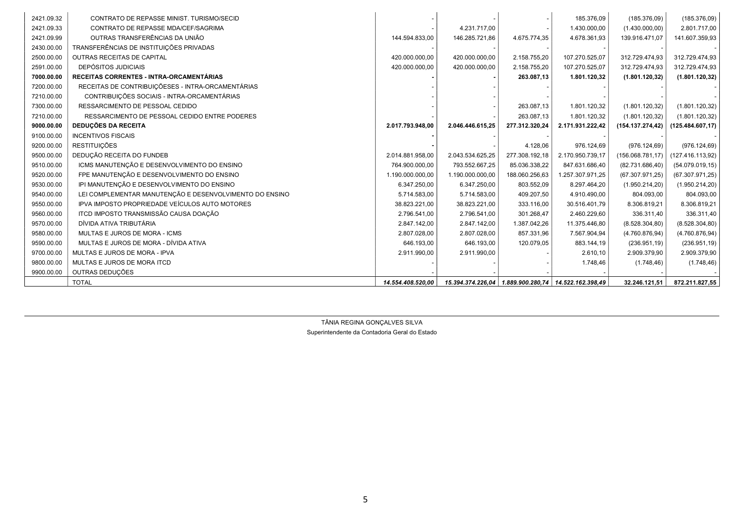| | | | | | | | |
|---|---|---|---|---|---|---|---|
| 2421.09.32 | CONTRATO DE REPASSE MINIST. TURISMO/SECID | - | - | - | 185.376,09 | (185.376,09) | (185.376,09) |
| 2421.09.33 | CONTRATO DE REPASSE MDA/CEF/SAGRIMA | - | 4.231.717,00 | - | 1.430.000,00 | (1.430.000,00) | 2.801.717,00 |
| 2421.09.99 | OUTRAS TRANSFERÊNCIAS DA UNIÃO | 144.594.833,00 | 146.285.721,86 | 4.675.774,35 | 4.678.361,93 | 139.916.471,07 | 141.607.359,93 |
| 2430.00.00 | TRANSFERÊNCIAS DE INSTITUIÇÕES PRIVADAS | - | - | - | - | - | - |
| 2500.00.00 | OUTRAS RECEITAS DE CAPITAL | 420.000.000,00 | 420.000.000,00 | 2.158.755,20 | 107.270.525,07 | 312.729.474,93 | 312.729.474,93 |
| 2591.00.00 | DEPÓSITOS JUDICIAIS | 420.000.000,00 | 420.000.000,00 | 2.158.755,20 | 107.270.525,07 | 312.729.474,93 | 312.729.474,93 |
| **7000.00.00** | **RECEITAS CORRENTES - INTRA-ORCAMENTÁRIAS** | **-** | **-** | **263.087,13** | **1.801.120,32** | **(1.801.120,32)** | **(1.801.120,32)** |
| 7200.00.00 | RECEITAS DE CONTRIBUIÇÕESES - INTRA-ORCAMENTÁRIAS | - | - | - | - | - | - |
| 7210.00.00 | CONTRIBUIÇÕES SOCIAIS - INTRA-ORCAMENTÁRIAS | - | - | - | - | - | - |
| 7300.00.00 | RESSARCIMENTO DE PESSOAL CEDIDO | - | - | 263.087,13 | 1.801.120,32 | (1.801.120,32) | (1.801.120,32) |
| 7210.00.00 | RESSARCIMENTO DE PESSOAL CEDIDO ENTRE PODERES | - | - | 263.087,13 | 1.801.120,32 | (1.801.120,32) | (1.801.120,32) |
| **9000.00.00** | **DEDUÇÕES DA RECEITA** | **2.017.793.948,00** | **2.046.446.615,25** | **277.312.320,24** | **2.171.931.222,42** | **(154.137.274,42)** | **(125.484.607,17)** |
| 9100.00.00 | INCENTIVOS FISCAIS | - | - | - | - | - | - |
| 9200.00.00 | RESTITUIÇÕES | - | - | 4.128,06 | 976.124,69 | (976.124,69) | (976.124,69) |
| 9500.00.00 | DEDUÇÃO RECEITA DO FUNDEB | 2.014.881.958,00 | 2.043.534.625,25 | 277.308.192,18 | 2.170.950.739,17 | (156.068.781,17) | (127.416.113,92) |
| 9510.00.00 | ICMS MANUTENÇÃO E DESENVOLVIMENTO DO ENSINO | 764.900.000,00 | 793.552.667,25 | 85.036.338,22 | 847.631.686,40 | (82.731.686,40) | (54.079.019,15) |
| 9520.00.00 | FPE MANUTENÇÃO E DESENVOLVIMENTO DO ENSINO | 1.190.000.000,00 | 1.190.000.000,00 | 188.060.256,63 | 1.257.307.971,25 | (67.307.971,25) | (67.307.971,25) |
| 9530.00.00 | IPI MANUTENÇÃO E DESENVOLVIMENTO DO ENSINO | 6.347.250,00 | 6.347.250,00 | 803.552,09 | 8.297.464,20 | (1.950.214,20) | (1.950.214,20) |
| 9540.00.00 | LEI COMPLEMENTAR MANUTENÇÃO E DESENVOLVIMENTO DO ENSINO | 5.714.583,00 | 5.714.583,00 | 409.207,50 | 4.910.490,00 | 804.093,00 | 804.093,00 |
| 9550.00.00 | IPVA IMPOSTO PROPRIEDADE VEÍCULOS AUTO MOTORES | 38.823.221,00 | 38.823.221,00 | 333.116,00 | 30.516.401,79 | 8.306.819,21 | 8.306.819,21 |
| 9560.00.00 | ITCD IMPOSTO TRANSMISSÃO CAUSA DOAÇÃO | 2.796.541,00 | 2.796.541,00 | 301.268,47 | 2.460.229,60 | 336.311,40 | 336.311,40 |
| 9570.00.00 | DÍVIDA ATIVA TRIBUTÁRIA | 2.847.142,00 | 2.847.142,00 | 1.387.042,26 | 11.375.446,80 | (8.528.304,80) | (8.528.304,80) |
| 9580.00.00 | MULTAS E JUROS DE MORA - ICMS | 2.807.028,00 | 2.807.028,00 | 857.331,96 | 7.567.904,94 | (4.760.876,94) | (4.760.876,94) |
| 9590.00.00 | MULTAS E JUROS DE MORA - DÍVIDA ATIVA | 646.193,00 | 646.193,00 | 120.079,05 | 883.144,19 | (236.951,19) | (236.951,19) |
| 9700.00.00 | MULTAS E JUROS DE MORA - IPVA | 2.911.990,00 | 2.911.990,00 | - | 2.610,10 | 2.909.379,90 | 2.909.379,90 |
| 9800.00.00 | MULTAS E JUROS DE MORA ITCD | - | - | - | 1.748,46 | (1.748,46) | (1.748,46) |
| 9900.00.00 | OUTRAS DEDUÇÕES | - | - | - | - | - | - |
| | TOTAL | *14.554.408.520,00* | *15.394.374.226,04* | *1.889.900.280,74* | *14.522.162.398,49* | 32.246.121,51 | 872.211.827,55 |

TÂNIA REGINA GONÇALVES SILVA

Superintendente da Contadoria Geral do Estado